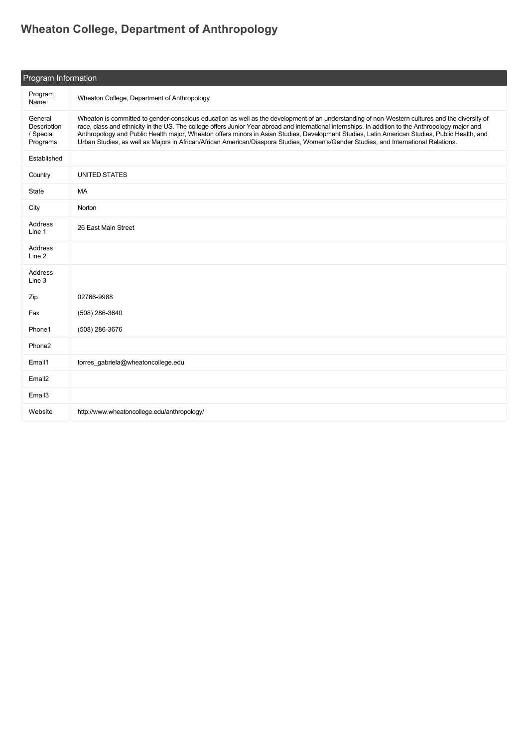# Wheaton College, Department of Anthropology

## Program Information

| Field | Value |
| --- | --- |
| Program Name | Wheaton College, Department of Anthropology |
| General Description / Special Programs | Wheaton is committed to gender-conscious education as well as the development of an understanding of non-Western cultures and the diversity of race, class and ethnicity in the US. The college offers Junior Year abroad and international internships. In addition to the Anthropology major and Anthropology and Public Health major, Wheaton offers minors in Asian Studies, Development Studies, Latin American Studies, Public Health, and Urban Studies, as well as Majors in African/African American/Diaspora Studies, Women's/Gender Studies, and International Relations. |
| Established | |
| Country | UNITED STATES |
| State | MA |
| City | Norton |
| Address Line 1 | 26 East Main Street |
| Address Line 2 | |
| Address Line 3 | |
| Zip | 02766-9988 |
| Fax | (508) 286-3640 |
| Phone1 | (508) 286-3676 |
| Phone2 | |
| Email1 | torres_gabriela@wheatoncollege.edu |
| Email2 | |
| Email3 | |
| Website | http://www.wheatoncollege.edu/anthropology/ |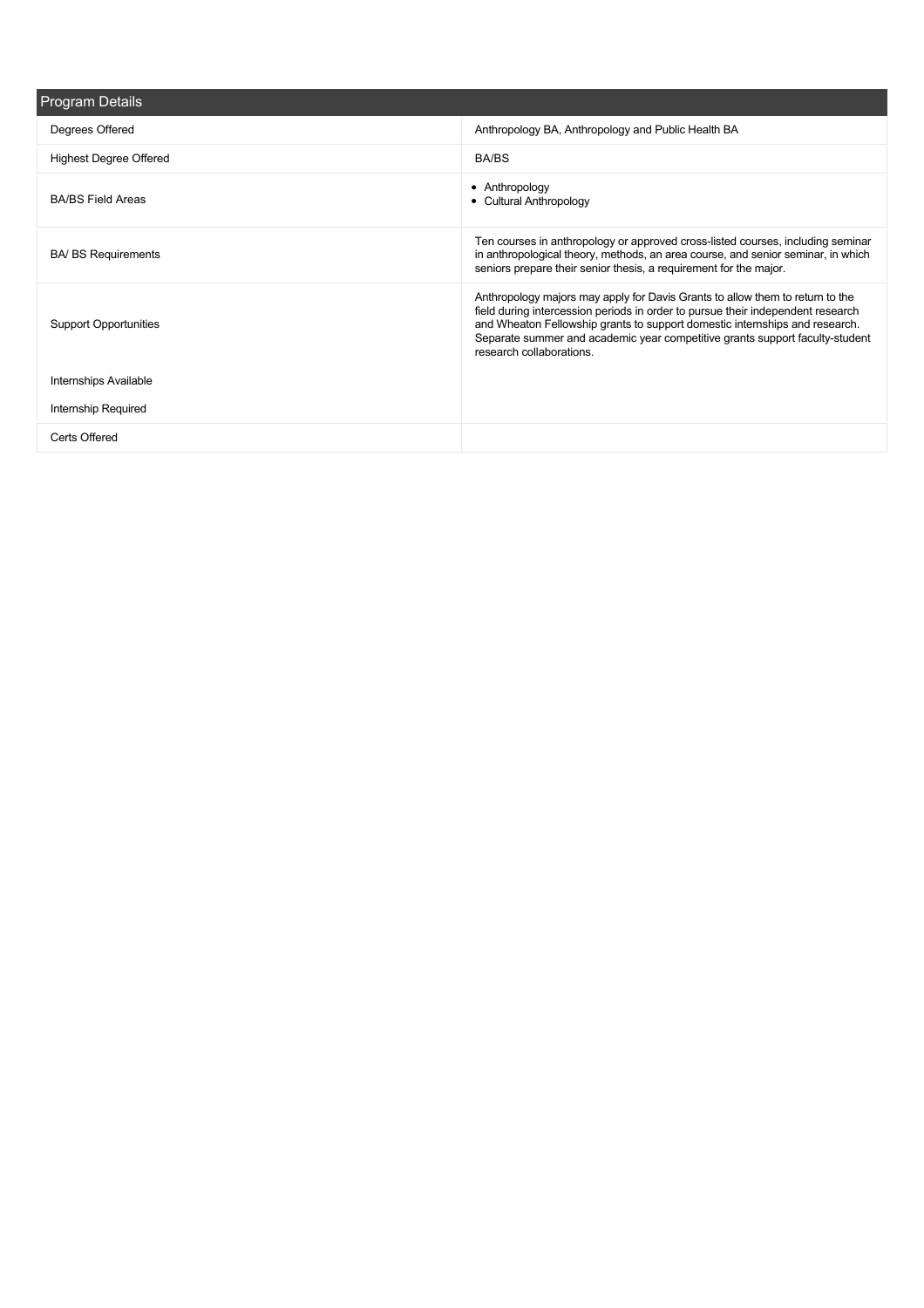## Program Details

| | |
|---|---|
| Degrees Offered | Anthropology BA, Anthropology and Public Health BA |
| Highest Degree Offered | BA/BS |
| BA/BS Field Areas | • Anthropology<br>• Cultural Anthropology |
| BA/ BS Requirements | Ten courses in anthropology or approved cross-listed courses, including seminar in anthropological theory, methods, an area course, and senior seminar, in which seniors prepare their senior thesis, a requirement for the major. |
| Support Opportunities | Anthropology majors may apply for Davis Grants to allow them to return to the field during intercession periods in order to pursue their independent research and Wheaton Fellowship grants to support domestic internships and research. Separate summer and academic year competitive grants support faculty-student research collaborations. |
| Internships Available | |
| Internship Required | |
| Certs Offered | |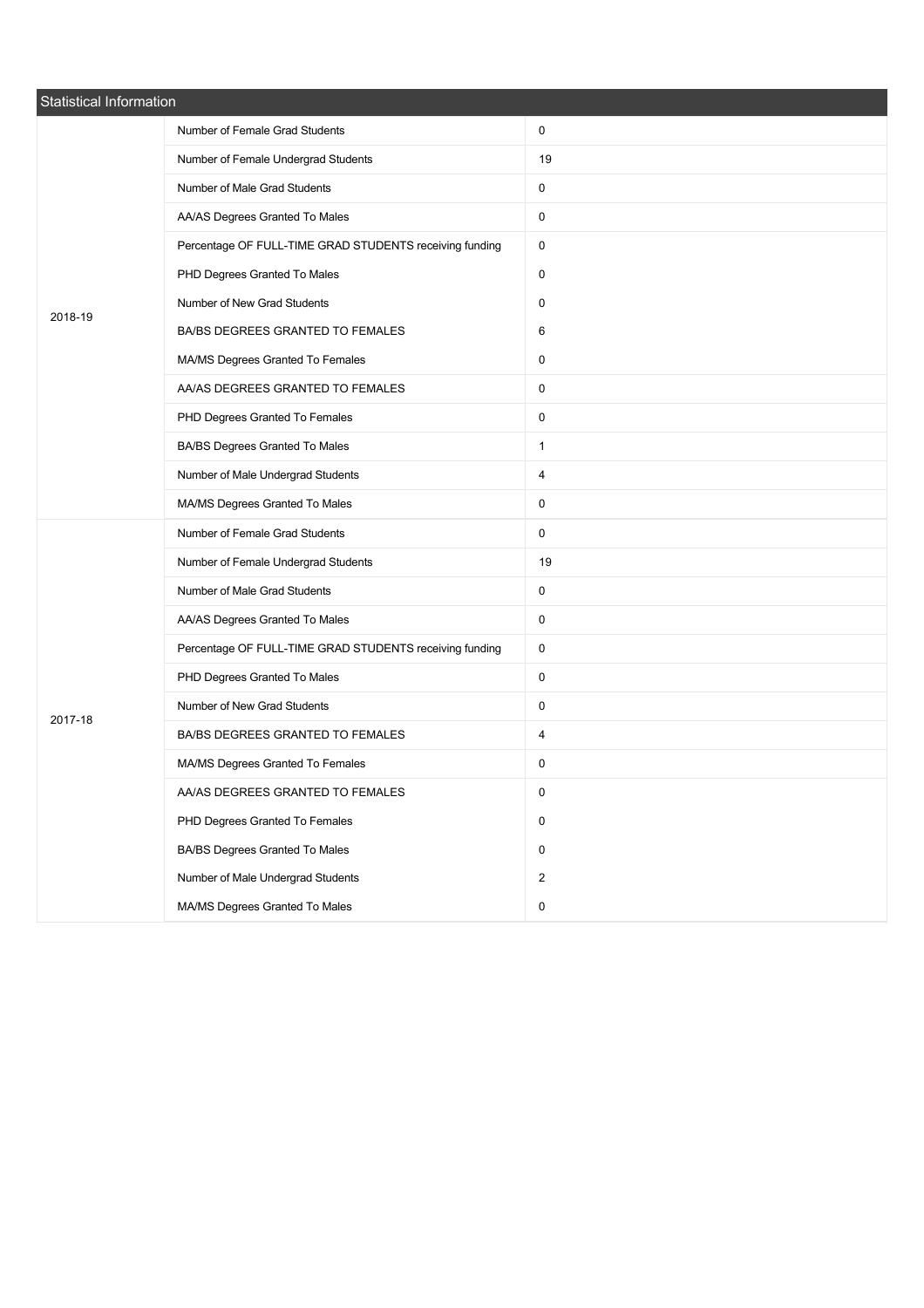| Statistical Information | | |
|---|---|---|
| 2018-19 | Number of Female Grad Students | 0 |
| | Number of Female Undergrad Students | 19 |
| | Number of Male Grad Students | 0 |
| | AA/AS Degrees Granted To Males | 0 |
| | Percentage OF FULL-TIME GRAD STUDENTS receiving funding | 0 |
| | PHD Degrees Granted To Males | 0 |
| | Number of New Grad Students | 0 |
| | BA/BS DEGREES GRANTED TO FEMALES | 6 |
| | MA/MS Degrees Granted To Females | 0 |
| | AA/AS DEGREES GRANTED TO FEMALES | 0 |
| | PHD Degrees Granted To Females | 0 |
| | BA/BS Degrees Granted To Males | 1 |
| | Number of Male Undergrad Students | 4 |
| | MA/MS Degrees Granted To Males | 0 |
| 2017-18 | Number of Female Grad Students | 0 |
| | Number of Female Undergrad Students | 19 |
| | Number of Male Grad Students | 0 |
| | AA/AS Degrees Granted To Males | 0 |
| | Percentage OF FULL-TIME GRAD STUDENTS receiving funding | 0 |
| | PHD Degrees Granted To Males | 0 |
| | Number of New Grad Students | 0 |
| | BA/BS DEGREES GRANTED TO FEMALES | 4 |
| | MA/MS Degrees Granted To Females | 0 |
| | AA/AS DEGREES GRANTED TO FEMALES | 0 |
| | PHD Degrees Granted To Females | 0 |
| | BA/BS Degrees Granted To Males | 0 |
| | Number of Male Undergrad Students | 2 |
| | MA/MS Degrees Granted To Males | 0 |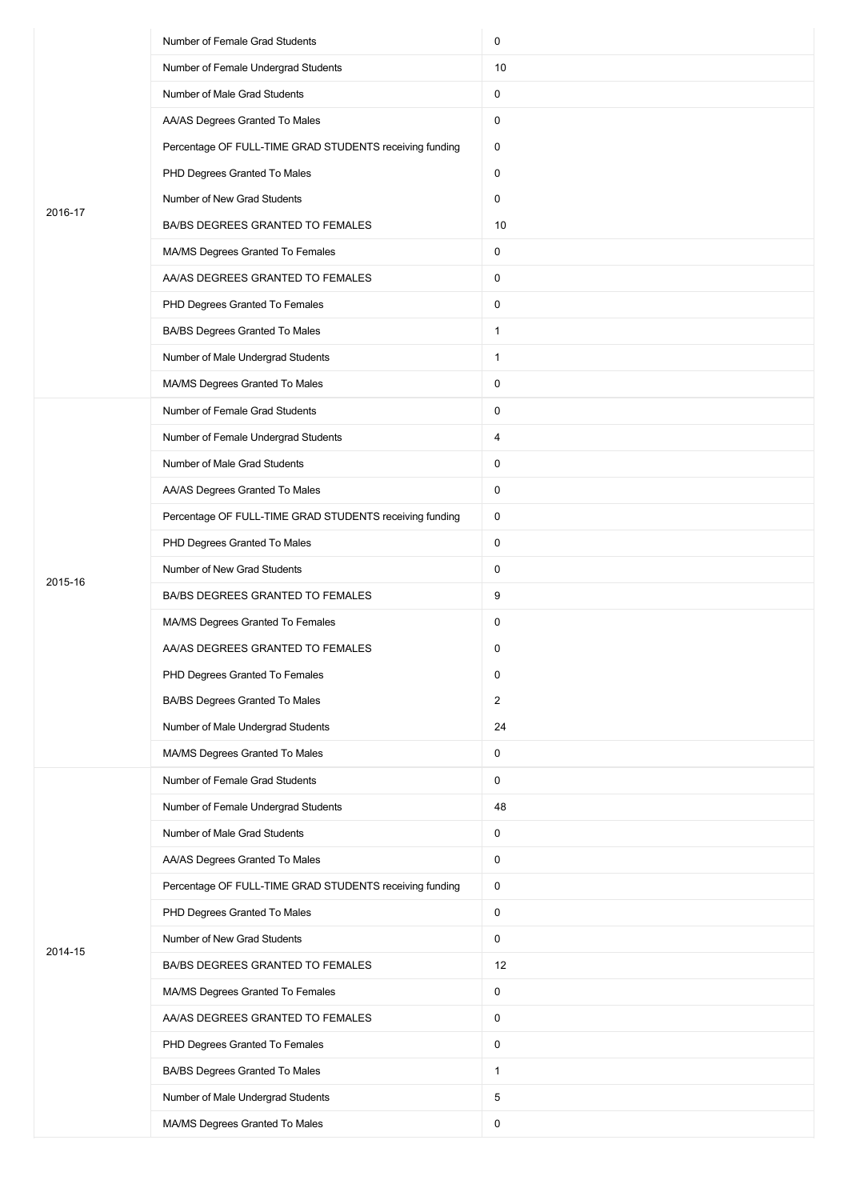| | | |
|---|---|---|
| 2016-17 | Number of Female Grad Students | 0 |
| | Number of Female Undergrad Students | 10 |
| | Number of Male Grad Students | 0 |
| | AA/AS Degrees Granted To Males | 0 |
| | Percentage OF FULL-TIME GRAD STUDENTS receiving funding | 0 |
| | PHD Degrees Granted To Males | 0 |
| | Number of New Grad Students | 0 |
| | BA/BS DEGREES GRANTED TO FEMALES | 10 |
| | MA/MS Degrees Granted To Females | 0 |
| | AA/AS DEGREES GRANTED TO FEMALES | 0 |
| | PHD Degrees Granted To Females | 0 |
| | BA/BS Degrees Granted To Males | 1 |
| | Number of Male Undergrad Students | 1 |
| | MA/MS Degrees Granted To Males | 0 |
| 2015-16 | Number of Female Grad Students | 0 |
| | Number of Female Undergrad Students | 4 |
| | Number of Male Grad Students | 0 |
| | AA/AS Degrees Granted To Males | 0 |
| | Percentage OF FULL-TIME GRAD STUDENTS receiving funding | 0 |
| | PHD Degrees Granted To Males | 0 |
| | Number of New Grad Students | 0 |
| | BA/BS DEGREES GRANTED TO FEMALES | 9 |
| | MA/MS Degrees Granted To Females | 0 |
| | AA/AS DEGREES GRANTED TO FEMALES | 0 |
| | PHD Degrees Granted To Females | 0 |
| | BA/BS Degrees Granted To Males | 2 |
| | Number of Male Undergrad Students | 24 |
| | MA/MS Degrees Granted To Males | 0 |
| 2014-15 | Number of Female Grad Students | 0 |
| | Number of Female Undergrad Students | 48 |
| | Number of Male Grad Students | 0 |
| | AA/AS Degrees Granted To Males | 0 |
| | Percentage OF FULL-TIME GRAD STUDENTS receiving funding | 0 |
| | PHD Degrees Granted To Males | 0 |
| | Number of New Grad Students | 0 |
| | BA/BS DEGREES GRANTED TO FEMALES | 12 |
| | MA/MS Degrees Granted To Females | 0 |
| | AA/AS DEGREES GRANTED TO FEMALES | 0 |
| | PHD Degrees Granted To Females | 0 |
| | BA/BS Degrees Granted To Males | 1 |
| | Number of Male Undergrad Students | 5 |
| | MA/MS Degrees Granted To Males | 0 |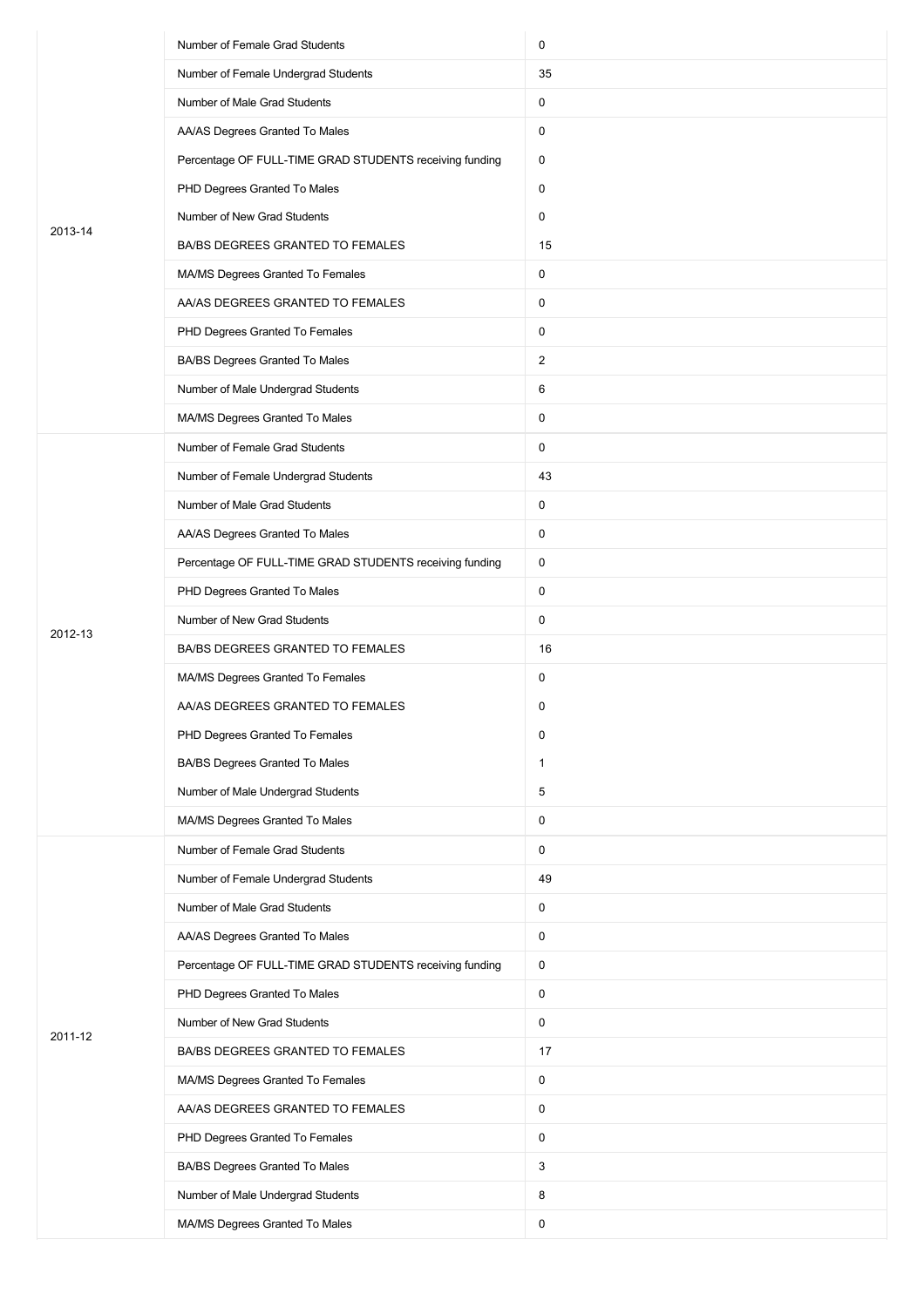| | | |
|---|---|---|
| 2013-14 | Number of Female Grad Students | 0 |
| | Number of Female Undergrad Students | 35 |
| | Number of Male Grad Students | 0 |
| | AA/AS Degrees Granted To Males | 0 |
| | Percentage OF FULL-TIME GRAD STUDENTS receiving funding | 0 |
| | PHD Degrees Granted To Males | 0 |
| | Number of New Grad Students | 0 |
| | BA/BS DEGREES GRANTED TO FEMALES | 15 |
| | MA/MS Degrees Granted To Females | 0 |
| | AA/AS DEGREES GRANTED TO FEMALES | 0 |
| | PHD Degrees Granted To Females | 0 |
| | BA/BS Degrees Granted To Males | 2 |
| | Number of Male Undergrad Students | 6 |
| | MA/MS Degrees Granted To Males | 0 |
| 2012-13 | Number of Female Grad Students | 0 |
| | Number of Female Undergrad Students | 43 |
| | Number of Male Grad Students | 0 |
| | AA/AS Degrees Granted To Males | 0 |
| | Percentage OF FULL-TIME GRAD STUDENTS receiving funding | 0 |
| | PHD Degrees Granted To Males | 0 |
| | Number of New Grad Students | 0 |
| | BA/BS DEGREES GRANTED TO FEMALES | 16 |
| | MA/MS Degrees Granted To Females | 0 |
| | AA/AS DEGREES GRANTED TO FEMALES | 0 |
| | PHD Degrees Granted To Females | 0 |
| | BA/BS Degrees Granted To Males | 1 |
| | Number of Male Undergrad Students | 5 |
| | MA/MS Degrees Granted To Males | 0 |
| 2011-12 | Number of Female Grad Students | 0 |
| | Number of Female Undergrad Students | 49 |
| | Number of Male Grad Students | 0 |
| | AA/AS Degrees Granted To Males | 0 |
| | Percentage OF FULL-TIME GRAD STUDENTS receiving funding | 0 |
| | PHD Degrees Granted To Males | 0 |
| | Number of New Grad Students | 0 |
| | BA/BS DEGREES GRANTED TO FEMALES | 17 |
| | MA/MS Degrees Granted To Females | 0 |
| | AA/AS DEGREES GRANTED TO FEMALES | 0 |
| | PHD Degrees Granted To Females | 0 |
| | BA/BS Degrees Granted To Males | 3 |
| | Number of Male Undergrad Students | 8 |
| | MA/MS Degrees Granted To Males | 0 |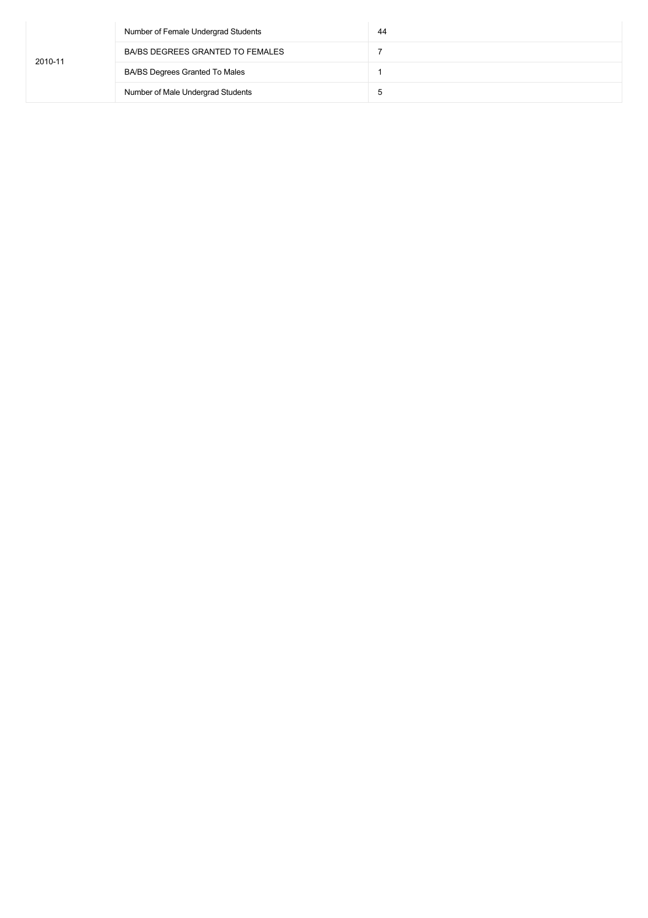| 2010-11 | Number of Female Undergrad Students | 44 |
|---|---|---|
| | BA/BS DEGREES GRANTED TO FEMALES | 7 |
| | BA/BS Degrees Granted To Males | 1 |
| | Number of Male Undergrad Students | 5 |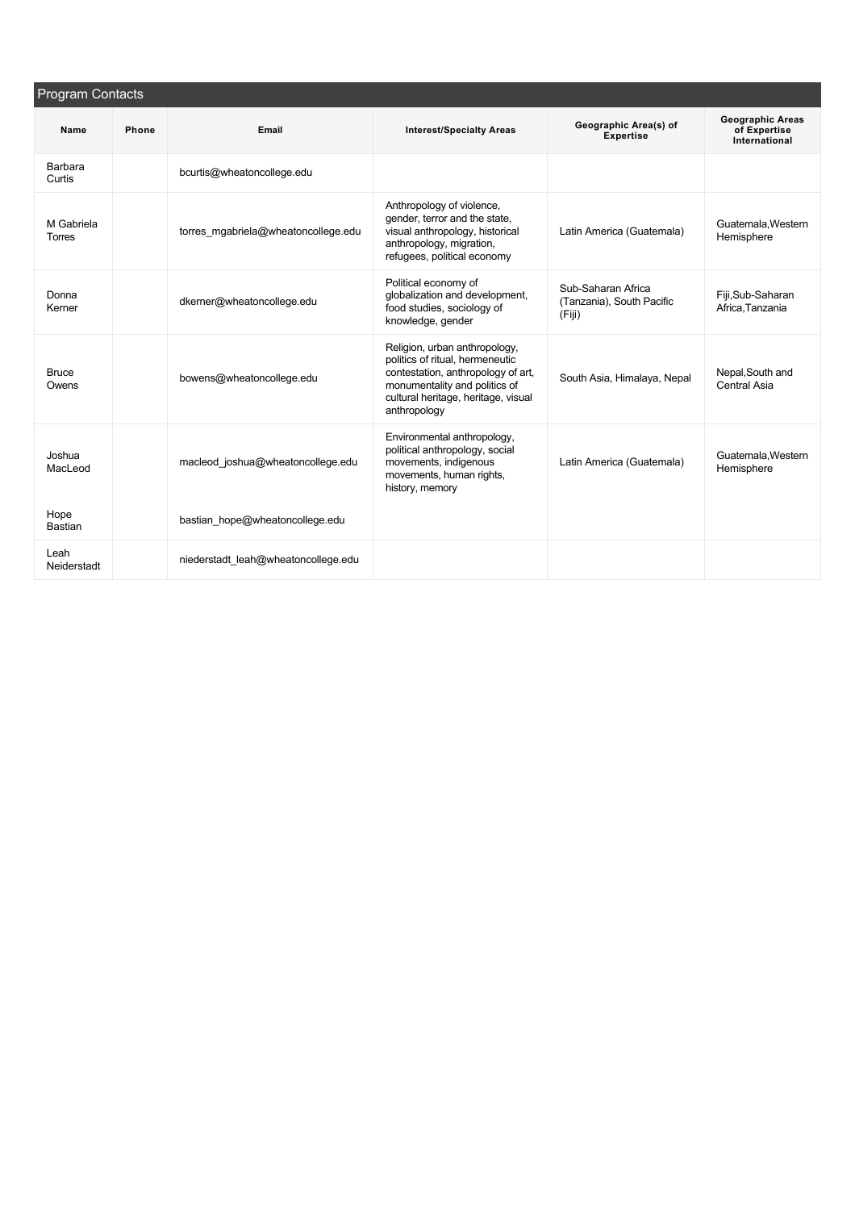## Program Contacts

| Name | Phone | Email | Interest/Specialty Areas | Geographic Area(s) of Expertise | Geographic Areas of Expertise International |
|---|---|---|---|---|---|
| Barbara Curtis | | bcurtis@wheatoncollege.edu | | | |
| M Gabriela Torres | | torres_mgabriela@wheatoncollege.edu | Anthropology of violence, gender, terror and the state, visual anthropology, historical anthropology, migration, refugees, political economy | Latin America (Guatemala) | Guatemala,Western Hemisphere |
| Donna Kerner | | dkerner@wheatoncollege.edu | Political economy of globalization and development, food studies, sociology of knowledge, gender | Sub-Saharan Africa (Tanzania), South Pacific (Fiji) | Fiji,Sub-Saharan Africa,Tanzania |
| Bruce Owens | | bowens@wheatoncollege.edu | Religion, urban anthropology, politics of ritual, hermeneutic contestation, anthropology of art, monumentality and politics of cultural heritage, heritage, visual anthropology | South Asia, Himalaya, Nepal | Nepal,South and Central Asia |
| Joshua MacLeod | | macleod_joshua@wheatoncollege.edu | Environmental anthropology, political anthropology, social movements, indigenous movements, human rights, history, memory | Latin America (Guatemala) | Guatemala,Western Hemisphere |
| Hope Bastian | | bastian_hope@wheatoncollege.edu | | | |
| Leah Neiderstadt | | niederstadt_leah@wheatoncollege.edu | | | |